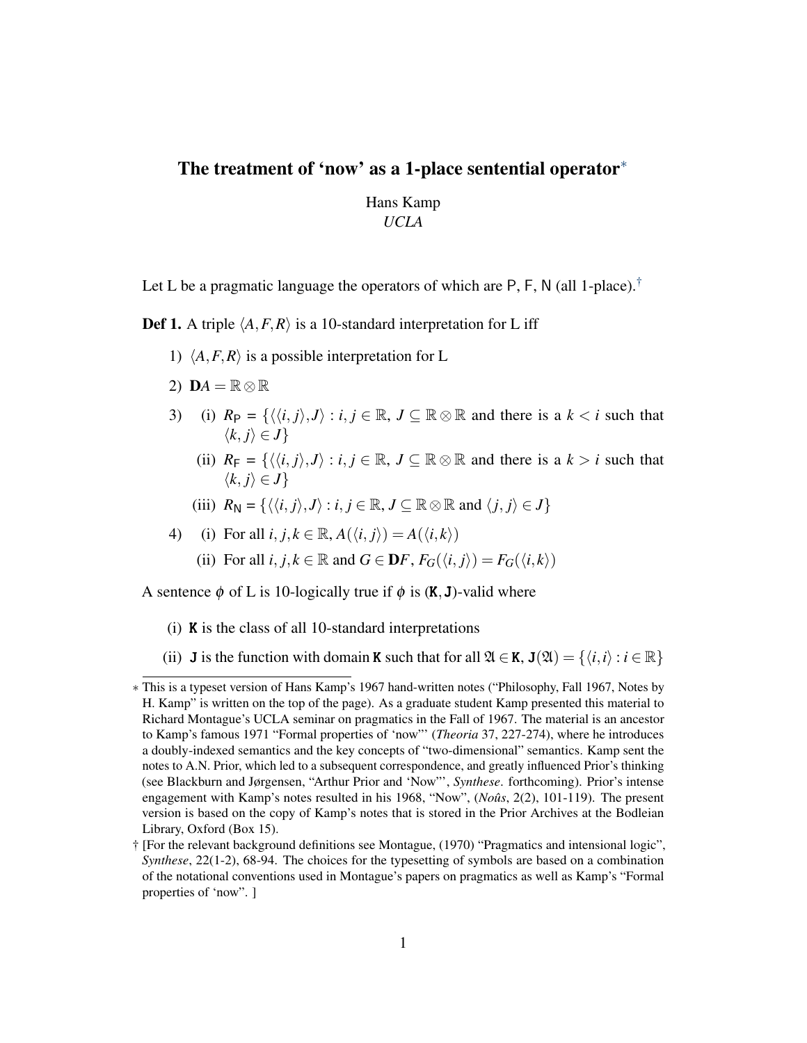# The treatment of 'now' as a 1-place sentential operator*

Hans Kamp
*UCLA*

Let L be a pragmatic language the operators of which are P, F, N (all 1-place).†

**Def 1.** A triple $\langle A, F, R \rangle$ is a 10-standard interpretation for L iff

1) $\langle A, F, R \rangle$ is a possible interpretation for L

2) $\mathbf{D}A = \mathbb{R} \otimes \mathbb{R}$

3) (i) $R_{\mathsf{P}} = \{\langle\langle i, j \rangle, J\rangle : i, j \in \mathbb{R},\ J \subseteq \mathbb{R} \otimes \mathbb{R}$ and there is a $k < i$ such that $\langle k, j \rangle \in J\}$

   (ii) $R_{\mathsf{F}} = \{\langle\langle i, j \rangle, J\rangle : i, j \in \mathbb{R},\ J \subseteq \mathbb{R} \otimes \mathbb{R}$ and there is a $k > i$ such that $\langle k, j \rangle \in J\}$

   (iii) $R_{\mathsf{N}} = \{\langle\langle i, j \rangle, J\rangle : i, j \in \mathbb{R},\ J \subseteq \mathbb{R} \otimes \mathbb{R}$ and $\langle j, j \rangle \in J\}$

4) (i) For all $i, j, k \in \mathbb{R}$, $A(\langle i, j \rangle) = A(\langle i, k \rangle)$

   (ii) For all $i, j, k \in \mathbb{R}$ and $G \in \mathbf{D}F$, $F_G(\langle i, j \rangle) = F_G(\langle i, k \rangle)$

A sentence $\phi$ of L is 10-logically true if $\phi$ is $(\mathtt{K}, \mathtt{J})$-valid where

(i) $\mathtt{K}$ is the class of all 10-standard interpretations

(ii) $\mathtt{J}$ is the function with domain $\mathtt{K}$ such that for all $\mathfrak{A} \in \mathtt{K}$, $\mathtt{J}(\mathfrak{A}) = \{\langle i, i \rangle : i \in \mathbb{R}\}$

---

\* This is a typeset version of Hans Kamp's 1967 hand-written notes ("Philosophy, Fall 1967, Notes by H. Kamp" is written on the top of the page). As a graduate student Kamp presented this material to Richard Montague's UCLA seminar on pragmatics in the Fall of 1967. The material is an ancestor to Kamp's famous 1971 "Formal properties of 'now"' (*Theoria* 37, 227-274), where he introduces a doubly-indexed semantics and the key concepts of "two-dimensional" semantics. Kamp sent the notes to A.N. Prior, which led to a subsequent correspondence, and greatly influenced Prior's thinking (see Blackburn and Jørgensen, "Arthur Prior and 'Now"', *Synthese*. forthcoming). Prior's intense engagement with Kamp's notes resulted in his 1968, "Now", (*Noûs*, 2(2), 101-119). The present version is based on the copy of Kamp's notes that is stored in the Prior Archives at the Bodleian Library, Oxford (Box 15).

† [For the relevant background definitions see Montague, (1970) "Pragmatics and intensional logic", *Synthese*, 22(1-2), 68-94. The choices for the typesetting of symbols are based on a combination of the notational conventions used in Montague's papers on pragmatics as well as Kamp's "Formal properties of 'now". ]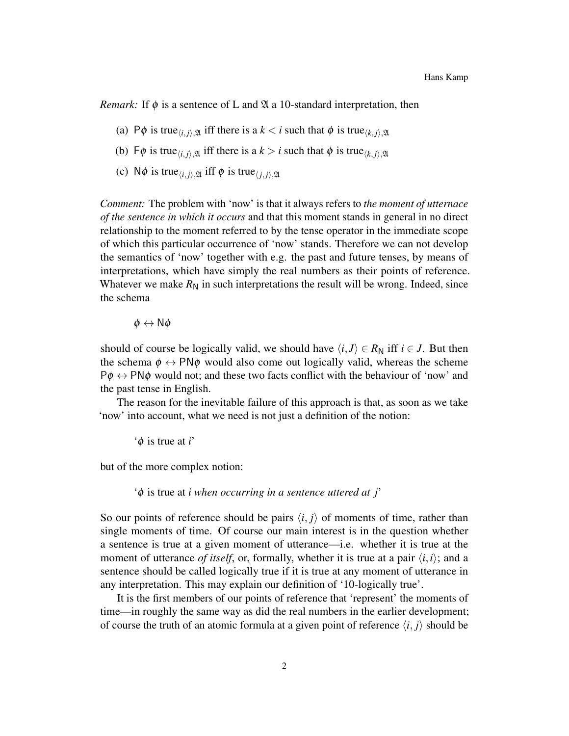*Remark:* If $\phi$ is a sentence of L and $\mathfrak{A}$ a 10-standard interpretation, then

(a) $\mathsf{P}\phi$ is true$_{\langle i,j\rangle,\mathfrak{A}}$ iff there is a $k < i$ such that $\phi$ is true$_{\langle k,j\rangle,\mathfrak{A}}$

(b) $\mathsf{F}\phi$ is true$_{\langle i,j\rangle,\mathfrak{A}}$ iff there is a $k > i$ such that $\phi$ is true$_{\langle k,j\rangle,\mathfrak{A}}$

(c) $\mathsf{N}\phi$ is true$_{\langle i,j\rangle,\mathfrak{A}}$ iff $\phi$ is true$_{\langle j,j\rangle,\mathfrak{A}}$

*Comment:* The problem with 'now' is that it always refers to *the moment of utternace of the sentence in which it occurs* and that this moment stands in general in no direct relationship to the moment referred to by the tense operator in the immediate scope of which this particular occurrence of 'now' stands. Therefore we can not develop the semantics of 'now' together with e.g. the past and future tenses, by means of interpretations, which have simply the real numbers as their points of reference. Whatever we make $R_{\mathsf{N}}$ in such interpretations the result will be wrong. Indeed, since the schema

$$\phi \leftrightarrow \mathsf{N}\phi$$

should of course be logically valid, we should have $\langle i,J\rangle \in R_{\mathsf{N}}$ iff $i \in J$. But then the schema $\phi \leftrightarrow \mathsf{PN}\phi$ would also come out logically valid, whereas the scheme $\mathsf{P}\phi \leftrightarrow \mathsf{PN}\phi$ would not; and these two facts conflict with the behaviour of 'now' and the past tense in English.

The reason for the inevitable failure of this approach is that, as soon as we take 'now' into account, what we need is not just a definition of the notion:

'$\phi$ is true at $i$'

but of the more complex notion:

'$\phi$ is true at *i when occurring in a sentence uttered at j*'

So our points of reference should be pairs $\langle i, j\rangle$ of moments of time, rather than single moments of time. Of course our main interest is in the question whether a sentence is true at a given moment of utterance—i.e. whether it is true at the moment of utterance *of itself*, or, formally, whether it is true at a pair $\langle i,i\rangle$; and a sentence should be called logically true if it is true at any moment of utterance in any interpretation. This may explain our definition of '10-logically true'.

It is the first members of our points of reference that 'represent' the moments of time—in roughly the same way as did the real numbers in the earlier development; of course the truth of an atomic formula at a given point of reference $\langle i, j\rangle$ should be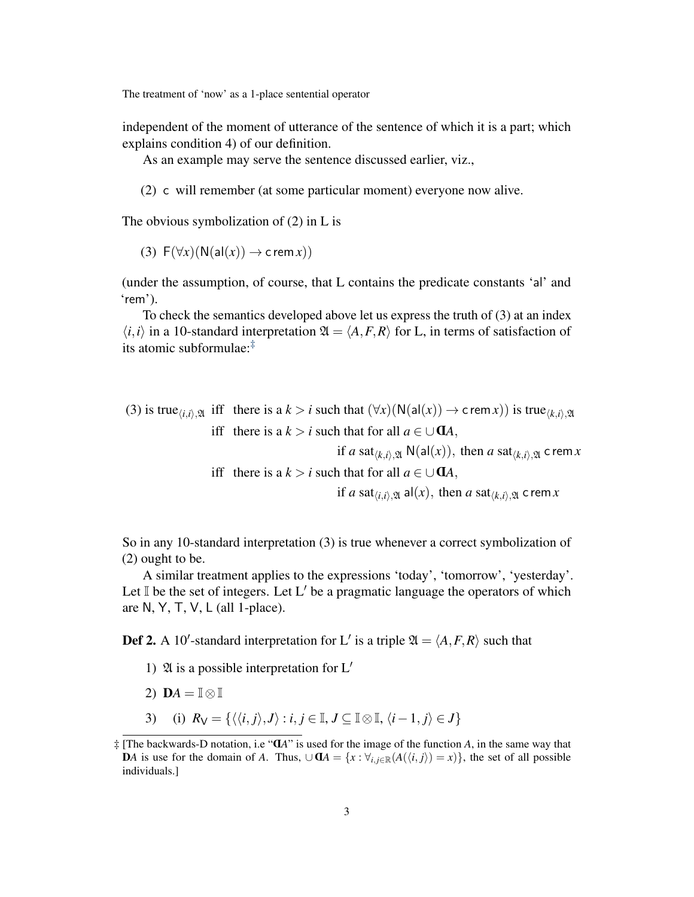independent of the moment of utterance of the sentence of which it is a part; which explains condition 4) of our definition.

As an example may serve the sentence discussed earlier, viz.,

(2) c will remember (at some particular moment) everyone now alive.

The obvious symbolization of (2) in L is

(3) $\mathsf{F}(\forall x)(\mathsf{N}(\mathsf{al}(x)) \rightarrow \mathsf{c}\,\mathsf{rem}\,x))$

(under the assumption, of course, that L contains the predicate constants 'al' and 'rem').

To check the semantics developed above let us express the truth of (3) at an index $\langle i,i \rangle$ in a 10-standard interpretation $\mathfrak{A} = \langle A, F, R \rangle$ for L, in terms of satisfaction of its atomic subformulae:‡

$$
\begin{aligned}
\text{(3) is true}_{\langle i,i \rangle,\mathfrak{A}} \ &\text{iff} \ \text{there is a } k > i \text{ such that } (\forall x)(\mathsf{N}(\mathsf{al}(x)) \rightarrow \mathsf{c}\,\mathsf{rem}\,x)) \text{ is true}_{\langle k,i \rangle,\mathfrak{A}} \\
&\text{iff} \ \text{there is a } k > i \text{ such that for all } a \in \cup \text{ƆI}A, \\
&\qquad\qquad \text{if } a \text{ sat}_{\langle k,i \rangle,\mathfrak{A}} \ \mathsf{N}(\mathsf{al}(x)), \text{ then } a \text{ sat}_{\langle k,i \rangle,\mathfrak{A}} \ \mathsf{c}\,\mathsf{rem}\,x \\
&\text{iff} \ \text{there is a } k > i \text{ such that for all } a \in \cup \text{ƆI}A, \\
&\qquad\qquad \text{if } a \text{ sat}_{\langle i,i \rangle,\mathfrak{A}} \ \mathsf{al}(x), \text{ then } a \text{ sat}_{\langle k,i \rangle,\mathfrak{A}} \ \mathsf{c}\,\mathsf{rem}\,x
\end{aligned}
$$

So in any 10-standard interpretation (3) is true whenever a correct symbolization of (2) ought to be.

A similar treatment applies to the expressions 'today', 'tomorrow', 'yesterday'. Let $\mathbb{I}$ be the set of integers. Let L′ be a pragmatic language the operators of which are N, Y, T, V, L (all 1-place).

**Def 2.** A 10′-standard interpretation for L′ is a triple $\mathfrak{A} = \langle A, F, R \rangle$ such that

1) $\mathfrak{A}$ is a possible interpretation for L′

2) $\mathbf{D}A = \mathbb{I} \otimes \mathbb{I}$

3) (i) $R_{\mathsf{V}} = \{\langle \langle i,j \rangle, J \rangle : i,j \in \mathbb{I},\ J \subseteq \mathbb{I} \otimes \mathbb{I},\ \langle i-1, j \rangle \in J\}$

‡ [The backwards-D notation, i.e "ƆI$A$" is used for the image of the function $A$, in the same way that $\mathbf{D}A$ is use for the domain of $A$. Thus, $\cup$ƆI$A = \{x : \forall_{i,j \in \mathbb{R}}(A(\langle i,j \rangle) = x)\}$, the set of all possible individuals.]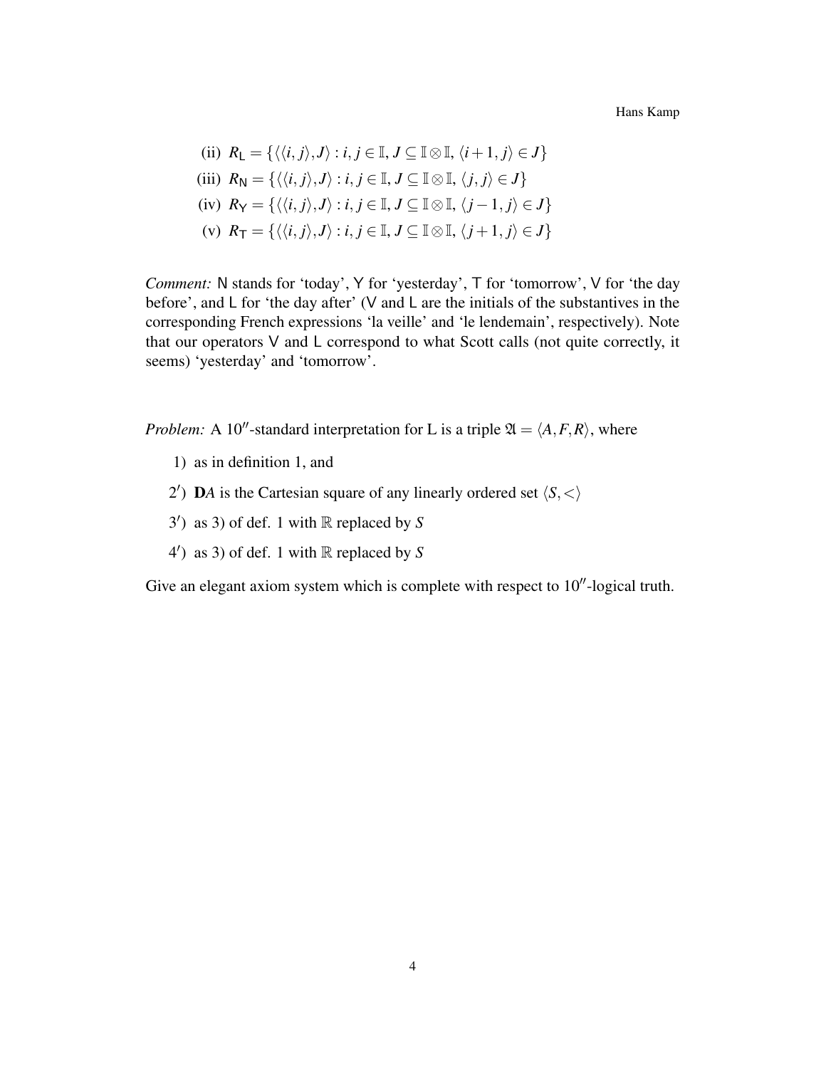(ii) $R_{\mathsf{L}} = \{\langle\langle i,j\rangle, J\rangle : i,j \in \mathbb{I}, J \subseteq \mathbb{I}\otimes\mathbb{I}, \langle i+1, j\rangle \in J\}$

(iii) $R_{\mathsf{N}} = \{\langle\langle i,j\rangle, J\rangle : i,j \in \mathbb{I}, J \subseteq \mathbb{I}\otimes\mathbb{I}, \langle j, j\rangle \in J\}$

(iv) $R_{\mathsf{Y}} = \{\langle\langle i,j\rangle, J\rangle : i,j \in \mathbb{I}, J \subseteq \mathbb{I}\otimes\mathbb{I}, \langle j-1, j\rangle \in J\}$

(v) $R_{\mathsf{T}} = \{\langle\langle i,j\rangle, J\rangle : i,j \in \mathbb{I}, J \subseteq \mathbb{I}\otimes\mathbb{I}, \langle j+1, j\rangle \in J\}$

*Comment:* N stands for 'today', Y for 'yesterday', T for 'tomorrow', V for 'the day before', and L for 'the day after' (V and L are the initials of the substantives in the corresponding French expressions 'la veille' and 'le lendemain', respectively). Note that our operators V and L correspond to what Scott calls (not quite correctly, it seems) 'yesterday' and 'tomorrow'.

*Problem:* A $10''$-standard interpretation for L is a triple $\mathfrak{A} = \langle A, F, R\rangle$, where

1) as in definition 1, and

2′) $\mathbf{D}A$ is the Cartesian square of any linearly ordered set $\langle S, <\rangle$

3′) as 3) of def. 1 with $\mathbb{R}$ replaced by $S$

4′) as 3) of def. 1 with $\mathbb{R}$ replaced by $S$

Give an elegant axiom system which is complete with respect to $10''$-logical truth.